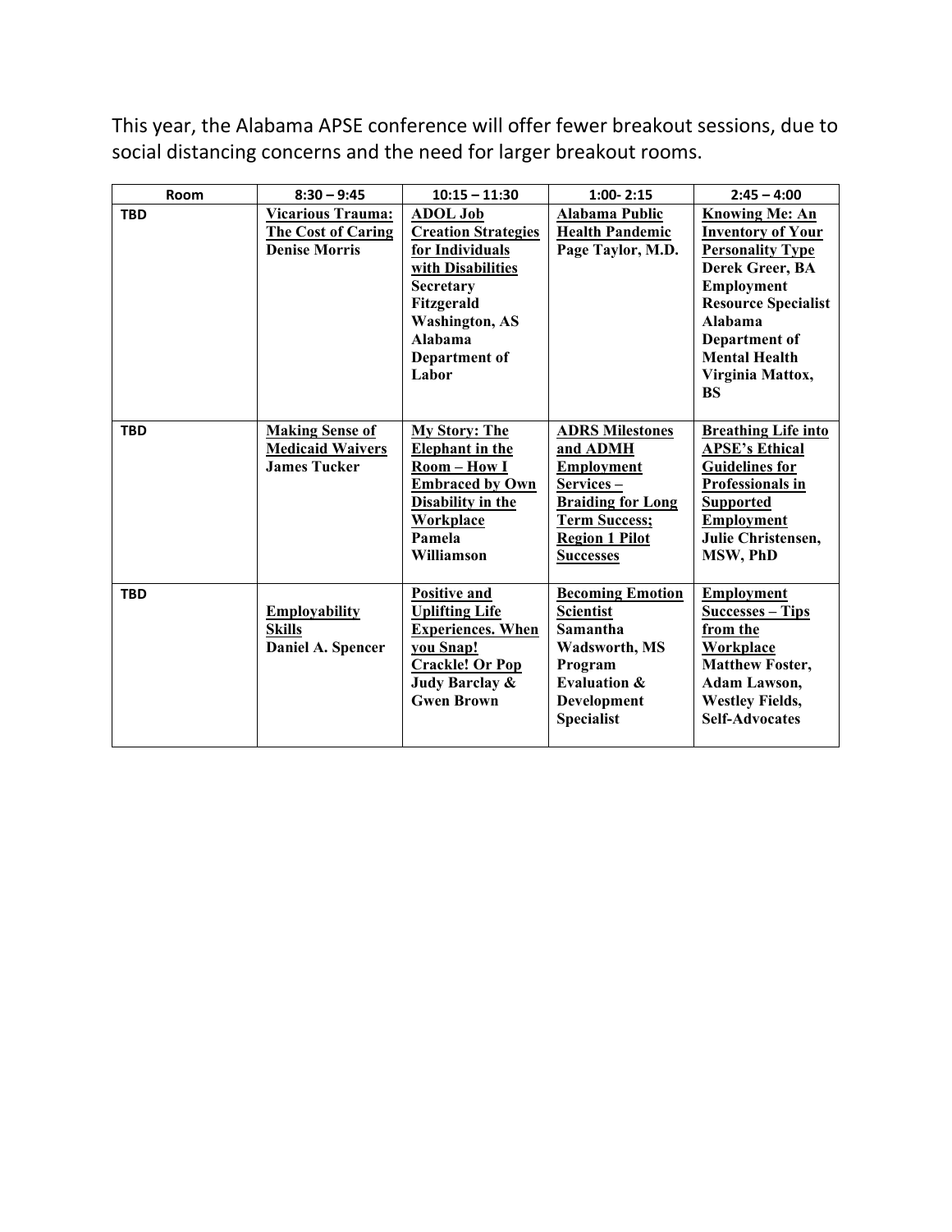This year, the Alabama APSE conference will offer fewer breakout sessions, due to social distancing concerns and the need for larger breakout rooms.

| Room | 8:30 – 9:45 | 10:15 – 11:30 | 1:00- 2:15 | 2:45 – 4:00 |
|---|---|---|---|---|
| TBD | **Vicarious Trauma: The Cost of Caring** **Denise Morris** | **ADOL Job Creation Strategies for Individuals with Disabilities** **Secretary Fitzgerald Washington, AS Alabama Department of Labor** | **Alabama Public Health Pandemic** **Page Taylor, M.D.** | **Knowing Me: An Inventory of Your Personality Type** **Derek Greer, BA Employment Resource Specialist Alabama Department of Mental Health Virginia Mattox, BS** |
| TBD | **Making Sense of Medicaid Waivers** **James Tucker** | **My Story: The Elephant in the Room – How I Embraced by Own Disability in the Workplace** **Pamela Williamson** | **ADRS Milestones and ADMH Employment Services – Braiding for Long Term Success; Region 1 Pilot Successes** | **Breathing Life into APSE's Ethical Guidelines for Professionals in Supported Employment** **Julie Christensen, MSW, PhD** |
| TBD | **Employability Skills** **Daniel A. Spencer** | **Positive and Uplifting Life Experiences. When you Snap! Crackle! Or Pop** **Judy Barclay & Gwen Brown** | **Becoming Emotion Scientist** **Samantha Wadsworth, MS Program Evaluation & Development Specialist** | **Employment Successes – Tips from the Workplace** **Matthew Foster, Adam Lawson, Westley Fields, Self-Advocates** |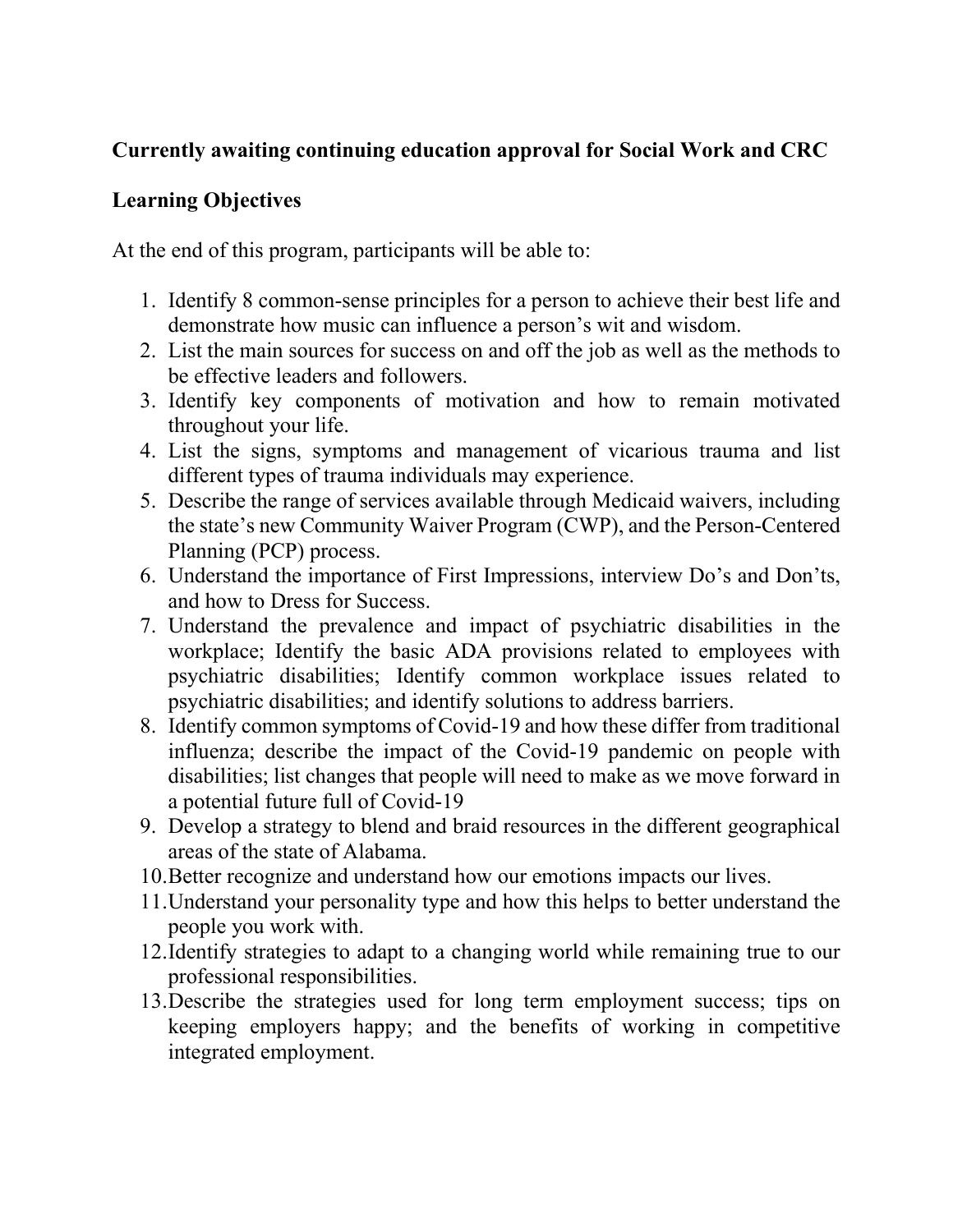**Currently awaiting continuing education approval for Social Work and CRC**

**Learning Objectives**

At the end of this program, participants will be able to:

1. Identify 8 common-sense principles for a person to achieve their best life and demonstrate how music can influence a person's wit and wisdom.
2. List the main sources for success on and off the job as well as the methods to be effective leaders and followers.
3. Identify key components of motivation and how to remain motivated throughout your life.
4. List the signs, symptoms and management of vicarious trauma and list different types of trauma individuals may experience.
5. Describe the range of services available through Medicaid waivers, including the state's new Community Waiver Program (CWP), and the Person-Centered Planning (PCP) process.
6. Understand the importance of First Impressions, interview Do's and Don'ts, and how to Dress for Success.
7. Understand the prevalence and impact of psychiatric disabilities in the workplace; Identify the basic ADA provisions related to employees with psychiatric disabilities; Identify common workplace issues related to psychiatric disabilities; and identify solutions to address barriers.
8. Identify common symptoms of Covid-19 and how these differ from traditional influenza; describe the impact of the Covid-19 pandemic on people with disabilities; list changes that people will need to make as we move forward in a potential future full of Covid-19
9. Develop a strategy to blend and braid resources in the different geographical areas of the state of Alabama.
10. Better recognize and understand how our emotions impacts our lives.
11. Understand your personality type and how this helps to better understand the people you work with.
12. Identify strategies to adapt to a changing world while remaining true to our professional responsibilities.
13. Describe the strategies used for long term employment success; tips on keeping employers happy; and the benefits of working in competitive integrated employment.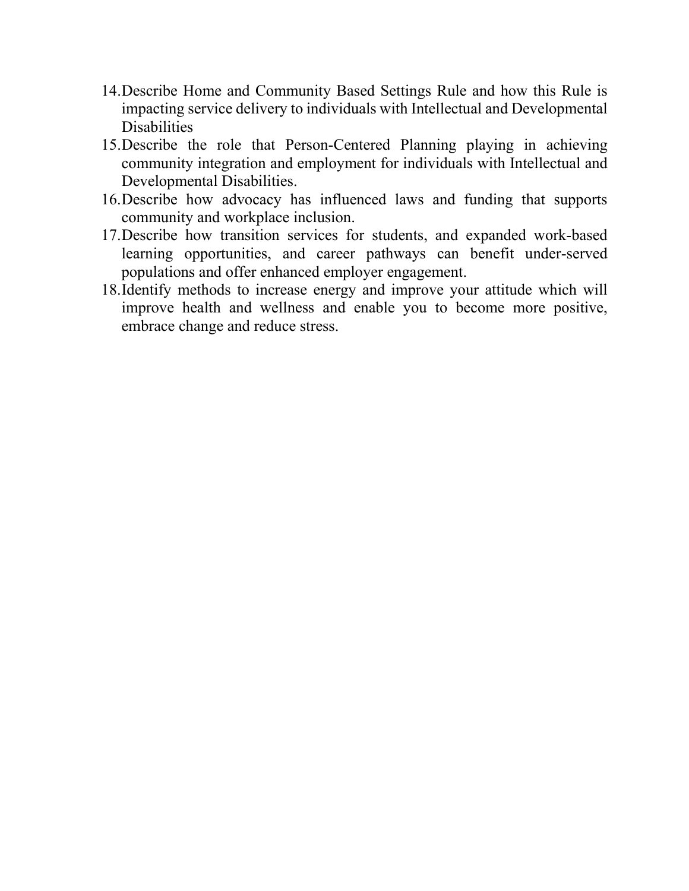14. Describe Home and Community Based Settings Rule and how this Rule is impacting service delivery to individuals with Intellectual and Developmental Disabilities
15. Describe the role that Person-Centered Planning playing in achieving community integration and employment for individuals with Intellectual and Developmental Disabilities.
16. Describe how advocacy has influenced laws and funding that supports community and workplace inclusion.
17. Describe how transition services for students, and expanded work-based learning opportunities, and career pathways can benefit under-served populations and offer enhanced employer engagement.
18. Identify methods to increase energy and improve your attitude which will improve health and wellness and enable you to become more positive, embrace change and reduce stress.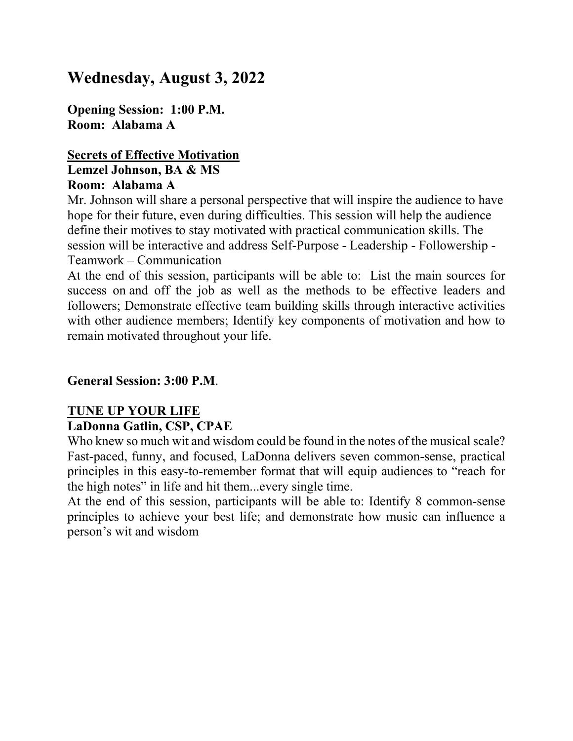# Wednesday, August 3, 2022

**Opening Session: 1:00 P.M.**
**Room: Alabama A**

**<u>Secrets of Effective Motivation</u>**
**Lemzel Johnson, BA & MS**
**Room: Alabama A**

Mr. Johnson will share a personal perspective that will inspire the audience to have hope for their future, even during difficulties. This session will help the audience define their motives to stay motivated with practical communication skills. The session will be interactive and address Self-Purpose - Leadership - Followership - Teamwork – Communication

At the end of this session, participants will be able to: List the main sources for success on and off the job as well as the methods to be effective leaders and followers; Demonstrate effective team building skills through interactive activities with other audience members; Identify key components of motivation and how to remain motivated throughout your life.

**General Session: 3:00 P.M**.

**<u>TUNE UP YOUR LIFE</u>**
**LaDonna Gatlin, CSP, CPAE**

Who knew so much wit and wisdom could be found in the notes of the musical scale? Fast-paced, funny, and focused, LaDonna delivers seven common-sense, practical principles in this easy-to-remember format that will equip audiences to "reach for the high notes" in life and hit them...every single time.

At the end of this session, participants will be able to: Identify 8 common-sense principles to achieve your best life; and demonstrate how music can influence a person's wit and wisdom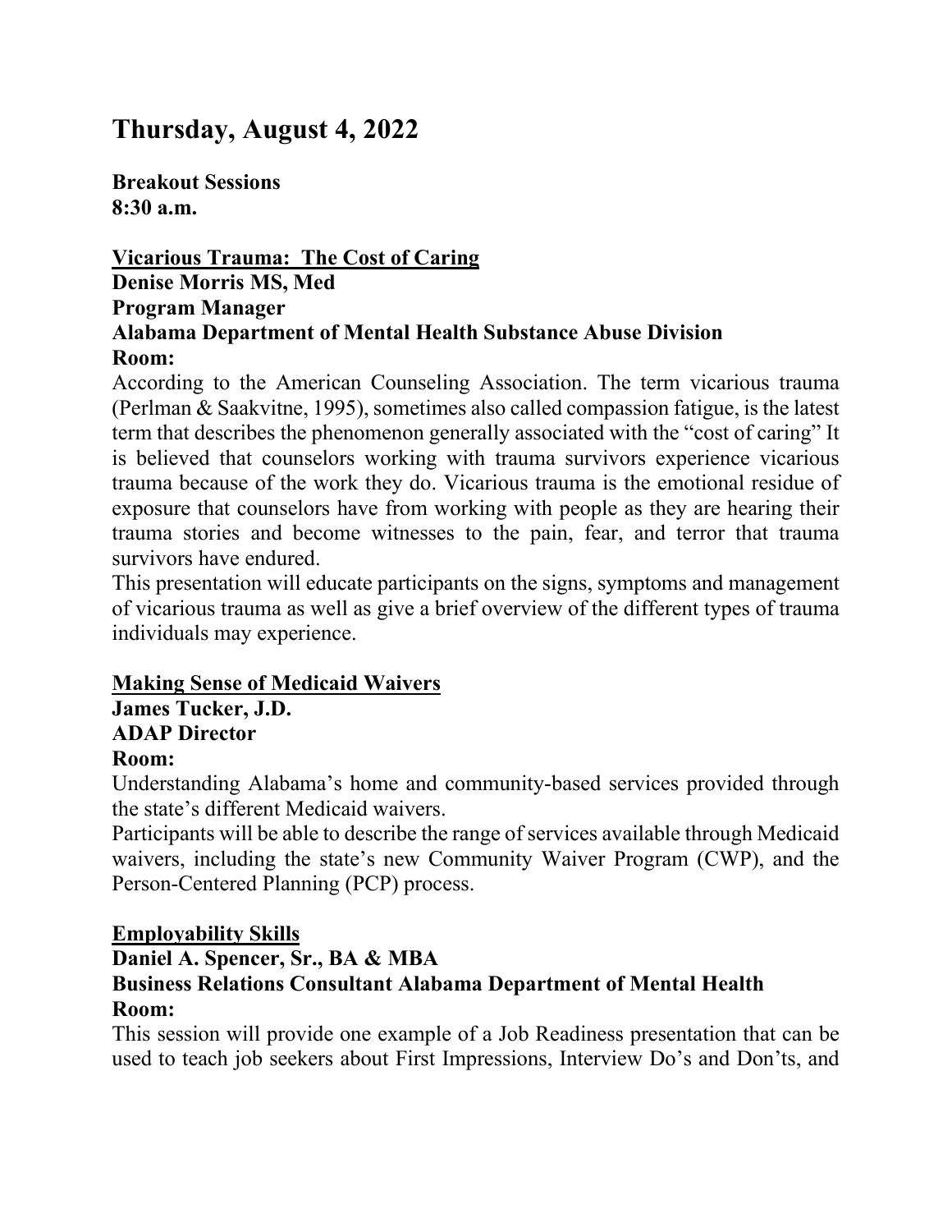# Thursday, August 4, 2022

**Breakout Sessions**
**8:30 a.m.**

**<u>Vicarious Trauma:  The Cost of Caring</u>**
**Denise Morris MS, Med**
**Program Manager**
**Alabama Department of Mental Health Substance Abuse Division**
**Room:**

According to the American Counseling Association. The term vicarious trauma (Perlman & Saakvitne, 1995), sometimes also called compassion fatigue, is the latest term that describes the phenomenon generally associated with the "cost of caring" It is believed that counselors working with trauma survivors experience vicarious trauma because of the work they do. Vicarious trauma is the emotional residue of exposure that counselors have from working with people as they are hearing their trauma stories and become witnesses to the pain, fear, and terror that trauma survivors have endured.

This presentation will educate participants on the signs, symptoms and management of vicarious trauma as well as give a brief overview of the different types of trauma individuals may experience.

**<u>Making Sense of Medicaid Waivers</u>**
**James Tucker, J.D.**
**ADAP Director**
**Room:**

Understanding Alabama's home and community-based services provided through the state's different Medicaid waivers.

Participants will be able to describe the range of services available through Medicaid waivers, including the state's new Community Waiver Program (CWP), and the Person-Centered Planning (PCP) process.

**<u>Employability Skills</u>**
**Daniel A. Spencer, Sr., BA & MBA**
**Business Relations Consultant Alabama Department of Mental Health**
**Room:**

This session will provide one example of a Job Readiness presentation that can be used to teach job seekers about First Impressions, Interview Do's and Don'ts, and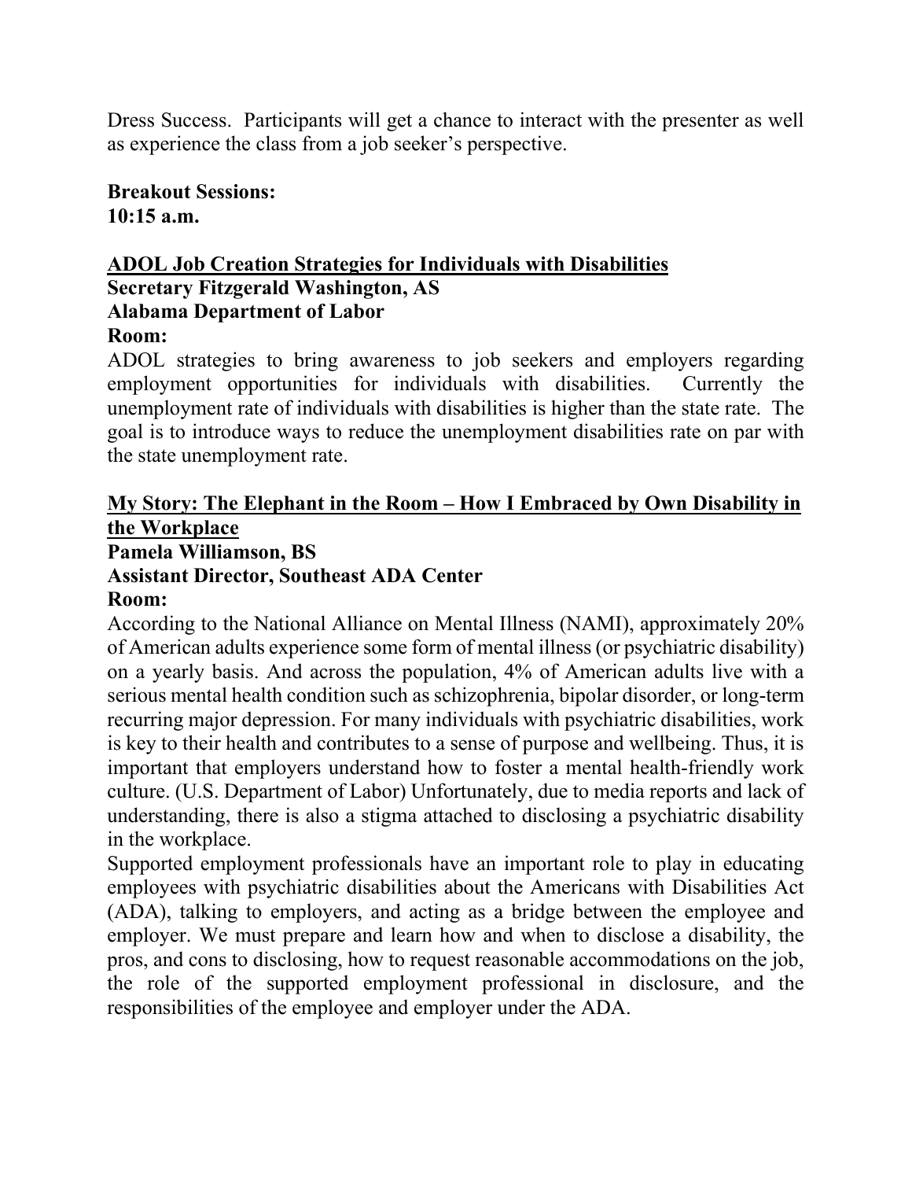Dress Success. Participants will get a chance to interact with the presenter as well as experience the class from a job seeker's perspective.

**Breakout Sessions:**
**10:15 a.m.**

**<u>ADOL Job Creation Strategies for Individuals with Disabilities</u>**
**Secretary Fitzgerald Washington, AS**
**Alabama Department of Labor**
**Room:**

ADOL strategies to bring awareness to job seekers and employers regarding employment opportunities for individuals with disabilities. Currently the unemployment rate of individuals with disabilities is higher than the state rate. The goal is to introduce ways to reduce the unemployment disabilities rate on par with the state unemployment rate.

**<u>My Story: The Elephant in the Room – How I Embraced by Own Disability in the Workplace</u>**
**Pamela Williamson, BS**
**Assistant Director, Southeast ADA Center**
**Room:**

According to the National Alliance on Mental Illness (NAMI), approximately 20% of American adults experience some form of mental illness (or psychiatric disability) on a yearly basis. And across the population, 4% of American adults live with a serious mental health condition such as schizophrenia, bipolar disorder, or long-term recurring major depression. For many individuals with psychiatric disabilities, work is key to their health and contributes to a sense of purpose and wellbeing. Thus, it is important that employers understand how to foster a mental health-friendly work culture. (U.S. Department of Labor) Unfortunately, due to media reports and lack of understanding, there is also a stigma attached to disclosing a psychiatric disability in the workplace.

Supported employment professionals have an important role to play in educating employees with psychiatric disabilities about the Americans with Disabilities Act (ADA), talking to employers, and acting as a bridge between the employee and employer. We must prepare and learn how and when to disclose a disability, the pros, and cons to disclosing, how to request reasonable accommodations on the job, the role of the supported employment professional in disclosure, and the responsibilities of the employee and employer under the ADA.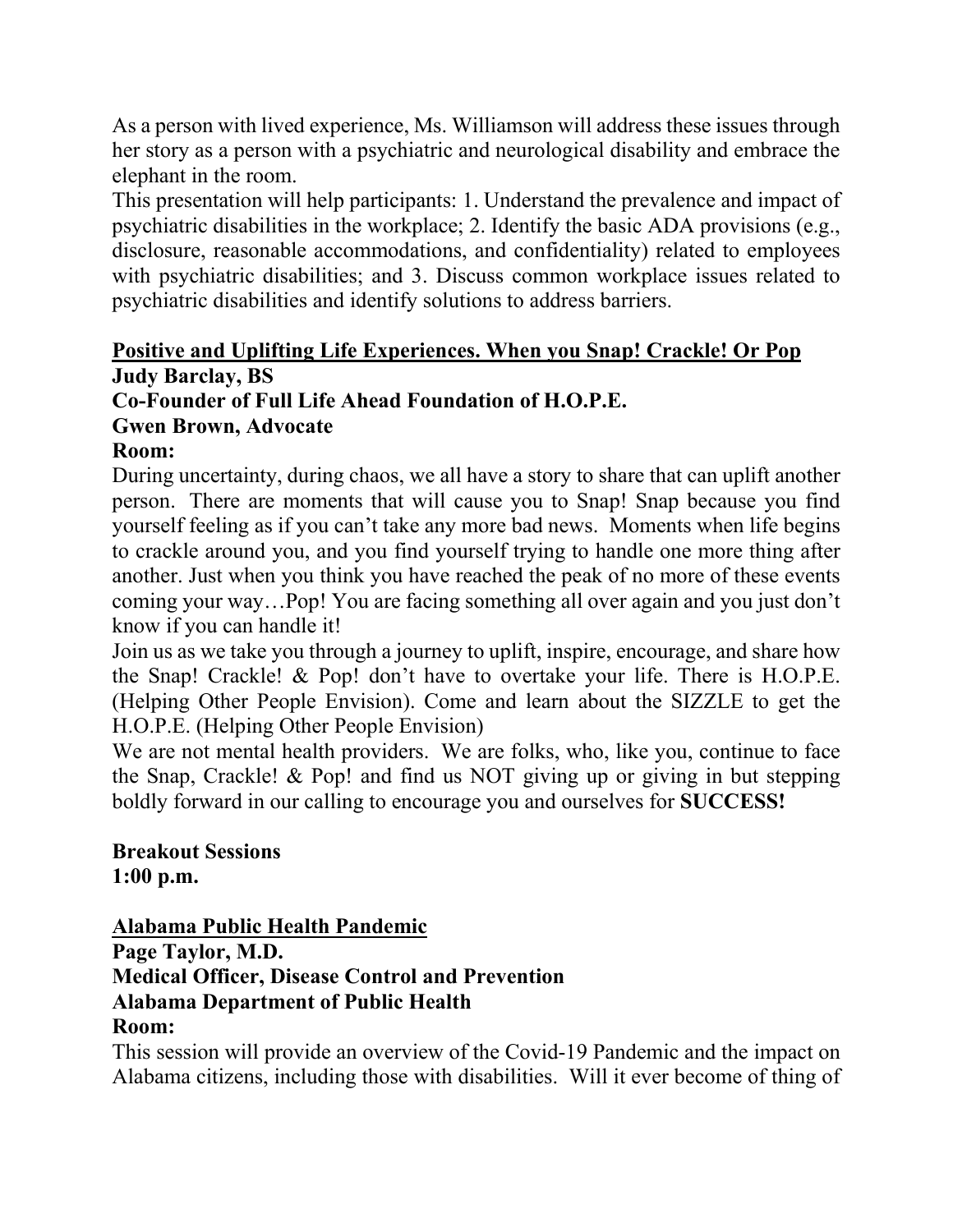As a person with lived experience, Ms. Williamson will address these issues through her story as a person with a psychiatric and neurological disability and embrace the elephant in the room.

This presentation will help participants: 1. Understand the prevalence and impact of psychiatric disabilities in the workplace; 2. Identify the basic ADA provisions (e.g., disclosure, reasonable accommodations, and confidentiality) related to employees with psychiatric disabilities; and 3. Discuss common workplace issues related to psychiatric disabilities and identify solutions to address barriers.

<u>**Positive and Uplifting Life Experiences. When you Snap! Crackle! Or Pop**</u>

**Judy Barclay, BS**
**Co-Founder of Full Life Ahead Foundation of H.O.P.E.**
**Gwen Brown, Advocate**
**Room:**

During uncertainty, during chaos, we all have a story to share that can uplift another person. There are moments that will cause you to Snap! Snap because you find yourself feeling as if you can't take any more bad news. Moments when life begins to crackle around you, and you find yourself trying to handle one more thing after another. Just when you think you have reached the peak of no more of these events coming your way…Pop! You are facing something all over again and you just don't know if you can handle it!

Join us as we take you through a journey to uplift, inspire, encourage, and share how the Snap! Crackle! & Pop! don't have to overtake your life. There is H.O.P.E. (Helping Other People Envision). Come and learn about the SIZZLE to get the H.O.P.E. (Helping Other People Envision)

We are not mental health providers. We are folks, who, like you, continue to face the Snap, Crackle! & Pop! and find us NOT giving up or giving in but stepping boldly forward in our calling to encourage you and ourselves for **SUCCESS!**

**Breakout Sessions**
**1:00 p.m.**

<u>**Alabama Public Health Pandemic**</u>

**Page Taylor, M.D.**
**Medical Officer, Disease Control and Prevention**
**Alabama Department of Public Health**
**Room:**

This session will provide an overview of the Covid-19 Pandemic and the impact on Alabama citizens, including those with disabilities. Will it ever become of thing of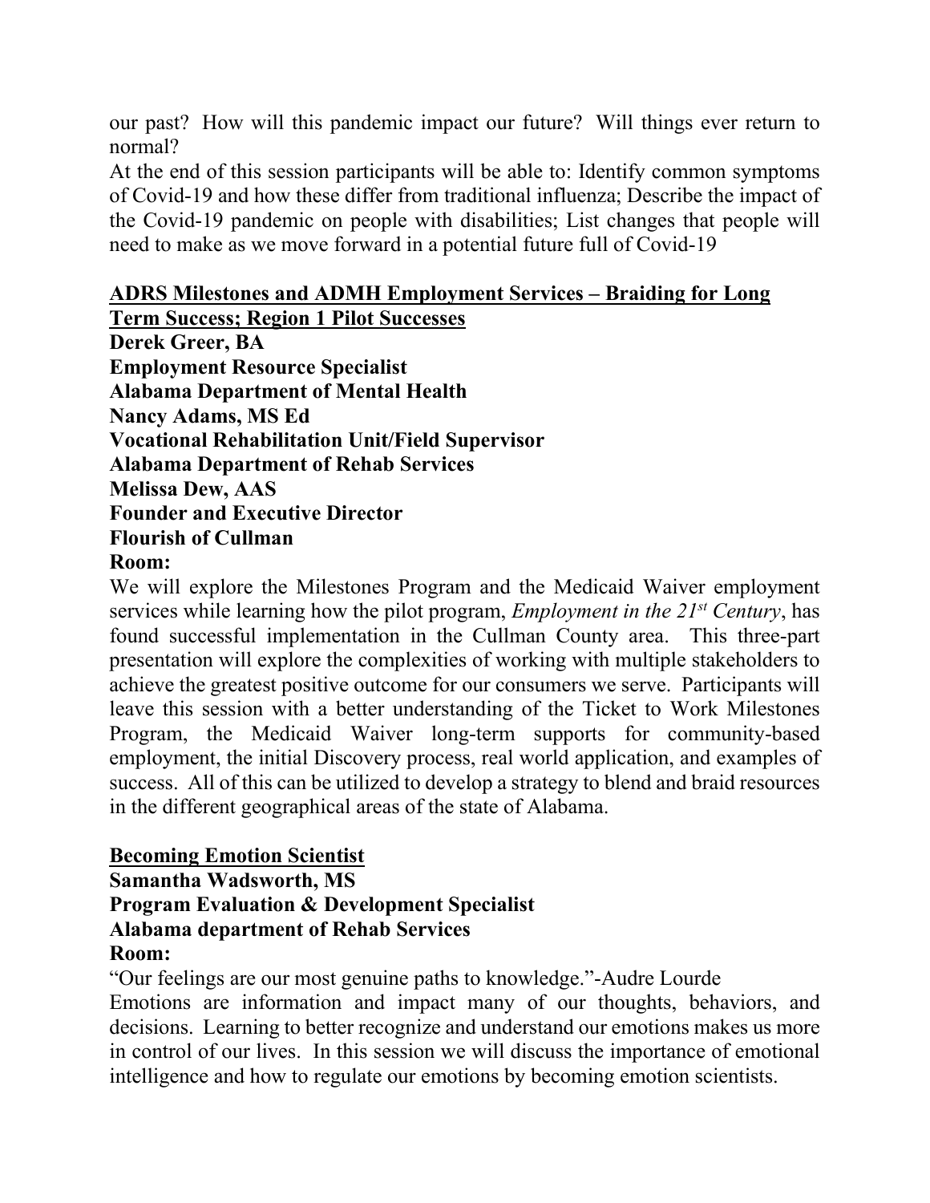our past? How will this pandemic impact our future? Will things ever return to normal?

At the end of this session participants will be able to: Identify common symptoms of Covid-19 and how these differ from traditional influenza; Describe the impact of the Covid-19 pandemic on people with disabilities; List changes that people will need to make as we move forward in a potential future full of Covid-19

**ADRS Milestones and ADMH Employment Services – Braiding for Long Term Success; Region 1 Pilot Successes**

**Derek Greer, BA**
**Employment Resource Specialist**
**Alabama Department of Mental Health**
**Nancy Adams, MS Ed**
**Vocational Rehabilitation Unit/Field Supervisor**
**Alabama Department of Rehab Services**
**Melissa Dew, AAS**
**Founder and Executive Director**
**Flourish of Cullman**
**Room:**

We will explore the Milestones Program and the Medicaid Waiver employment services while learning how the pilot program, *Employment in the 21st Century*, has found successful implementation in the Cullman County area. This three-part presentation will explore the complexities of working with multiple stakeholders to achieve the greatest positive outcome for our consumers we serve. Participants will leave this session with a better understanding of the Ticket to Work Milestones Program, the Medicaid Waiver long-term supports for community-based employment, the initial Discovery process, real world application, and examples of success. All of this can be utilized to develop a strategy to blend and braid resources in the different geographical areas of the state of Alabama.

**Becoming Emotion Scientist**

**Samantha Wadsworth, MS**
**Program Evaluation & Development Specialist**
**Alabama department of Rehab Services**
**Room:**

"Our feelings are our most genuine paths to knowledge."-Audre Lourde

Emotions are information and impact many of our thoughts, behaviors, and decisions. Learning to better recognize and understand our emotions makes us more in control of our lives. In this session we will discuss the importance of emotional intelligence and how to regulate our emotions by becoming emotion scientists.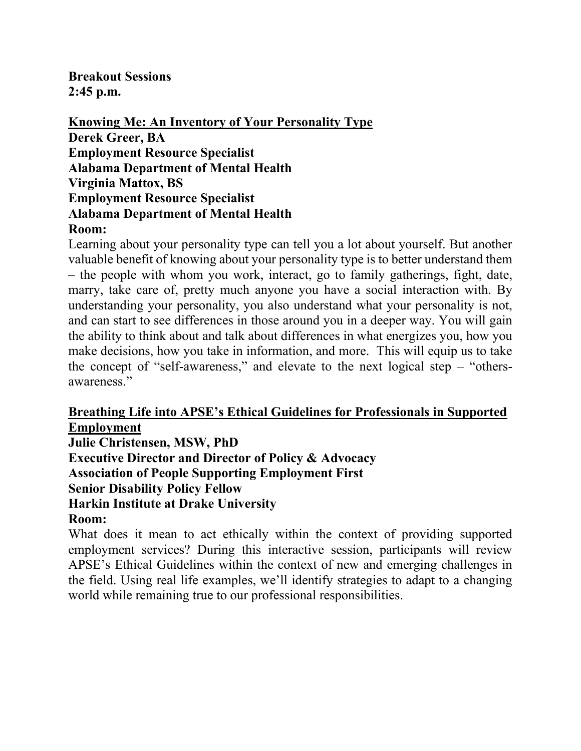**Breakout Sessions**
**2:45 p.m.**

## Knowing Me: An Inventory of Your Personality Type

**Derek Greer, BA**
**Employment Resource Specialist**
**Alabama Department of Mental Health**
**Virginia Mattox, BS**
**Employment Resource Specialist**
**Alabama Department of Mental Health**
**Room:**

Learning about your personality type can tell you a lot about yourself. But another valuable benefit of knowing about your personality type is to better understand them – the people with whom you work, interact, go to family gatherings, fight, date, marry, take care of, pretty much anyone you have a social interaction with. By understanding your personality, you also understand what your personality is not, and can start to see differences in those around you in a deeper way. You will gain the ability to think about and talk about differences in what energizes you, how you make decisions, how you take in information, and more. This will equip us to take the concept of "self-awareness," and elevate to the next logical step – "others-awareness."

## Breathing Life into APSE's Ethical Guidelines for Professionals in Supported Employment

**Julie Christensen, MSW, PhD**
**Executive Director and Director of Policy & Advocacy**
**Association of People Supporting Employment First**
**Senior Disability Policy Fellow**
**Harkin Institute at Drake University**
**Room:**

What does it mean to act ethically within the context of providing supported employment services? During this interactive session, participants will review APSE's Ethical Guidelines within the context of new and emerging challenges in the field. Using real life examples, we'll identify strategies to adapt to a changing world while remaining true to our professional responsibilities.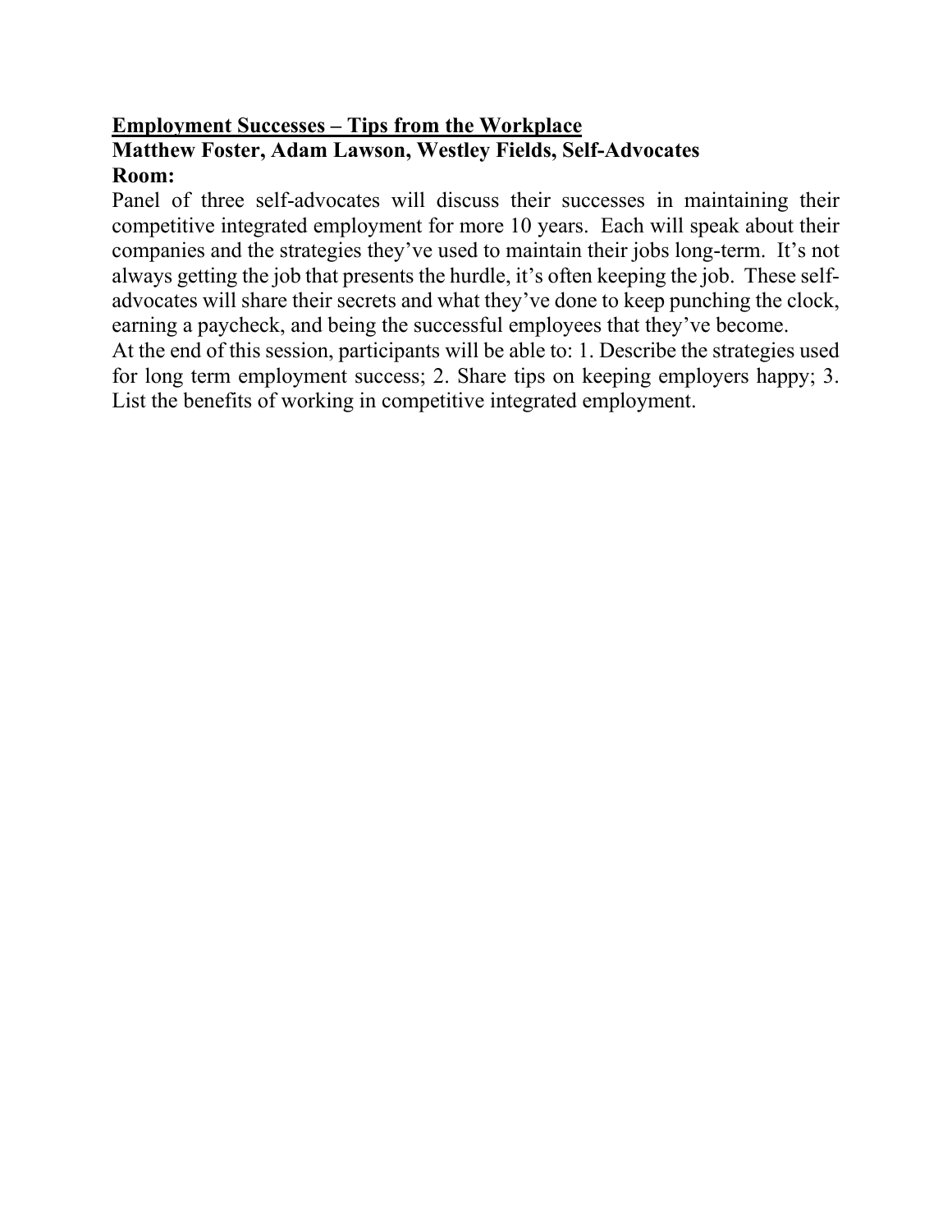**<u>Employment Successes – Tips from the Workplace</u>**

**Matthew Foster, Adam Lawson, Westley Fields, Self-Advocates**

**Room:**

Panel of three self-advocates will discuss their successes in maintaining their competitive integrated employment for more 10 years. Each will speak about their companies and the strategies they've used to maintain their jobs long-term. It's not always getting the job that presents the hurdle, it's often keeping the job. These self-advocates will share their secrets and what they've done to keep punching the clock, earning a paycheck, and being the successful employees that they've become.

At the end of this session, participants will be able to: 1. Describe the strategies used for long term employment success; 2. Share tips on keeping employers happy; 3. List the benefits of working in competitive integrated employment.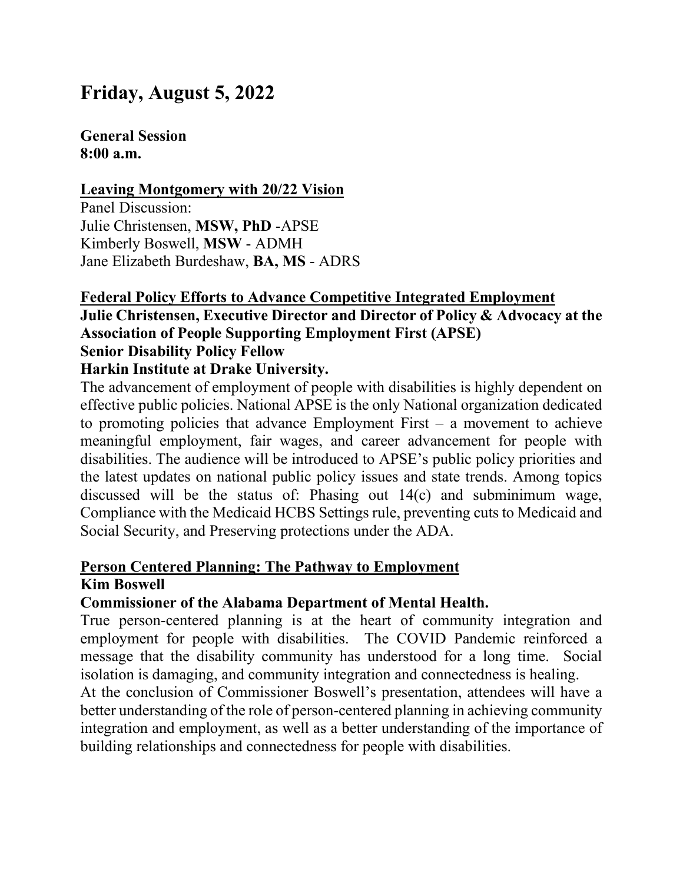# Friday, August 5, 2022

**General Session**
**8:00 a.m.**

**Leaving Montgomery with 20/22 Vision**

Panel Discussion:
Julie Christensen, **MSW, PhD** -APSE
Kimberly Boswell, **MSW** - ADMH
Jane Elizabeth Burdeshaw, **BA, MS** - ADRS

**Federal Policy Efforts to Advance Competitive Integrated Employment**

**Julie Christensen, Executive Director and Director of Policy & Advocacy at the Association of People Supporting Employment First (APSE)**
**Senior Disability Policy Fellow**
**Harkin Institute at Drake University.**

The advancement of employment of people with disabilities is highly dependent on effective public policies. National APSE is the only National organization dedicated to promoting policies that advance Employment First – a movement to achieve meaningful employment, fair wages, and career advancement for people with disabilities. The audience will be introduced to APSE's public policy priorities and the latest updates on national public policy issues and state trends. Among topics discussed will be the status of: Phasing out 14(c) and subminimum wage, Compliance with the Medicaid HCBS Settings rule, preventing cuts to Medicaid and Social Security, and Preserving protections under the ADA.

**Person Centered Planning: The Pathway to Employment**

**Kim Boswell**
**Commissioner of the Alabama Department of Mental Health.**

True person-centered planning is at the heart of community integration and employment for people with disabilities. The COVID Pandemic reinforced a message that the disability community has understood for a long time. Social isolation is damaging, and community integration and connectedness is healing.

At the conclusion of Commissioner Boswell's presentation, attendees will have a better understanding of the role of person-centered planning in achieving community integration and employment, as well as a better understanding of the importance of building relationships and connectedness for people with disabilities.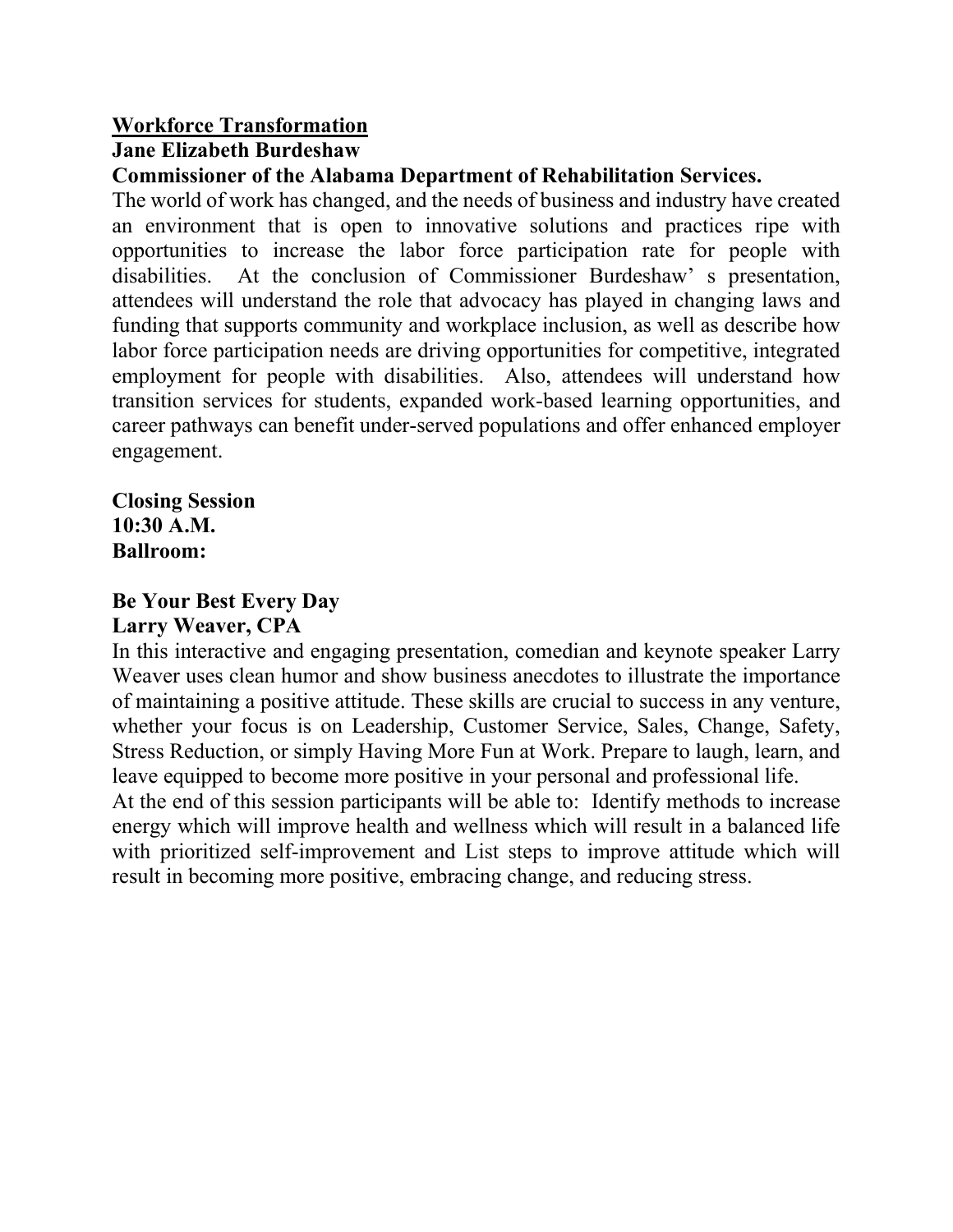**<u>Workforce Transformation</u>**

**Jane Elizabeth Burdeshaw**

**Commissioner of the Alabama Department of Rehabilitation Services.**

The world of work has changed, and the needs of business and industry have created an environment that is open to innovative solutions and practices ripe with opportunities to increase the labor force participation rate for people with disabilities. At the conclusion of Commissioner Burdeshaw' s presentation, attendees will understand the role that advocacy has played in changing laws and funding that supports community and workplace inclusion, as well as describe how labor force participation needs are driving opportunities for competitive, integrated employment for people with disabilities. Also, attendees will understand how transition services for students, expanded work-based learning opportunities, and career pathways can benefit under-served populations and offer enhanced employer engagement.

**Closing Session**
**10:30 A.M.**
**Ballroom:**

**Be Your Best Every Day**
**Larry Weaver, CPA**

In this interactive and engaging presentation, comedian and keynote speaker Larry Weaver uses clean humor and show business anecdotes to illustrate the importance of maintaining a positive attitude. These skills are crucial to success in any venture, whether your focus is on Leadership, Customer Service, Sales, Change, Safety, Stress Reduction, or simply Having More Fun at Work. Prepare to laugh, learn, and leave equipped to become more positive in your personal and professional life.

At the end of this session participants will be able to: Identify methods to increase energy which will improve health and wellness which will result in a balanced life with prioritized self-improvement and List steps to improve attitude which will result in becoming more positive, embracing change, and reducing stress.